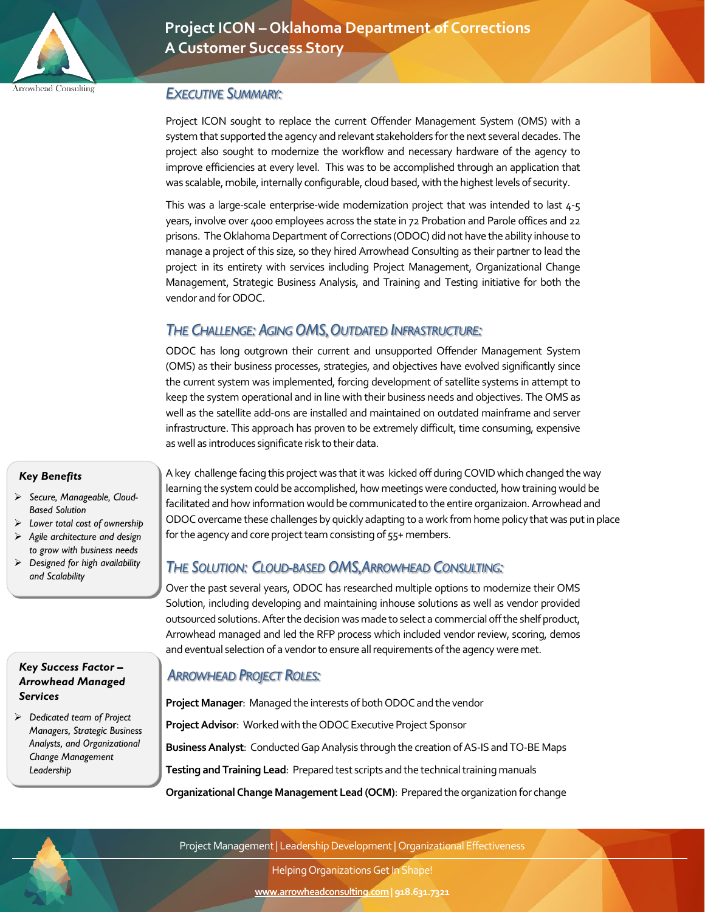# Project ICON – Oklahoma Department of Corrections
## A Customer Success Story

Arrowhead Consulting

### *Executive Summary:*

Project ICON sought to replace the current Offender Management System (OMS) with a system that supported the agency and relevant stakeholders for the next several decades. The project also sought to modernize the workflow and necessary hardware of the agency to improve efficiencies at every level. This was to be accomplished through an application that was scalable, mobile, internally configurable, cloud based, with the highest levels of security.

This was a large-scale enterprise-wide modernization project that was intended to last 4-5 years, involve over 4000 employees across the state in 72 Probation and Parole offices and 22 prisons. The Oklahoma Department of Corrections (ODOC) did not have the ability inhouse to manage a project of this size, so they hired Arrowhead Consulting as their partner to lead the project in its entirety with services including Project Management, Organizational Change Management, Strategic Business Analysis, and Training and Testing initiative for both the vendor and for ODOC.

### *The Challenge: Aging OMS, Outdated Infrastructure:*

ODOC has long outgrown their current and unsupported Offender Management System (OMS) as their business processes, strategies, and objectives have evolved significantly since the current system was implemented, forcing development of satellite systems in attempt to keep the system operational and in line with their business needs and objectives. The OMS as well as the satellite add-ons are installed and maintained on outdated mainframe and server infrastructure. This approach has proven to be extremely difficult, time consuming, expensive as well as introduces significant risk to their data.

A key challenge facing this project was that it was kicked off during COVID which changed the way learning the system could be accomplished, how meetings were conducted, how training would be facilitated and how information would be communicated to the entire organizaion. Arrowhead and ODOC overcame these challenges by quickly adapting to a work from home policy that was put in place for the agency and core project team consisting of 55+ members.

**_Key Benefits_**

- *Secure, Manageable, Cloud-Based Solution*
- *Lower total cost of ownership*
- *Agile architecture and design to grow with business needs*
- *Designed for high availability and Scalability*

### *The Solution: Cloud-based OMS, Arrowhead Consulting:*

Over the past several years, ODOC has researched multiple options to modernize their OMS Solution, including developing and maintaining inhouse solutions as well as vendor provided outsourced solutions. After the decision was made to select a commercial off the shelf product, Arrowhead managed and led the RFP process which included vendor review, scoring, demos and eventual selection of a vendor to ensure all requirements of the agency were met.

**_Key Success Factor – Arrowhead Managed Services_**

- *Dedicated team of Project Managers, Strategic Business Analysts, and Organizational Change Management Leadership*

### *Arrowhead Project Roles:*

**Project Manager**: Managed the interests of both ODOC and the vendor

**Project Advisor**: Worked with the ODOC Executive Project Sponsor

**Business Analyst**: Conducted Gap Analysis through the creation of AS-IS and TO-BE Maps

**Testing and Training Lead**: Prepared test scripts and the technical training manuals

**Organizational Change Management Lead (OCM)**: Prepared the organization for change

Project Management | Leadership Development | Organizational Effectiveness

Helping Organizations Get In Shape!

www.arrowheadconsulting.com | 918.631.7321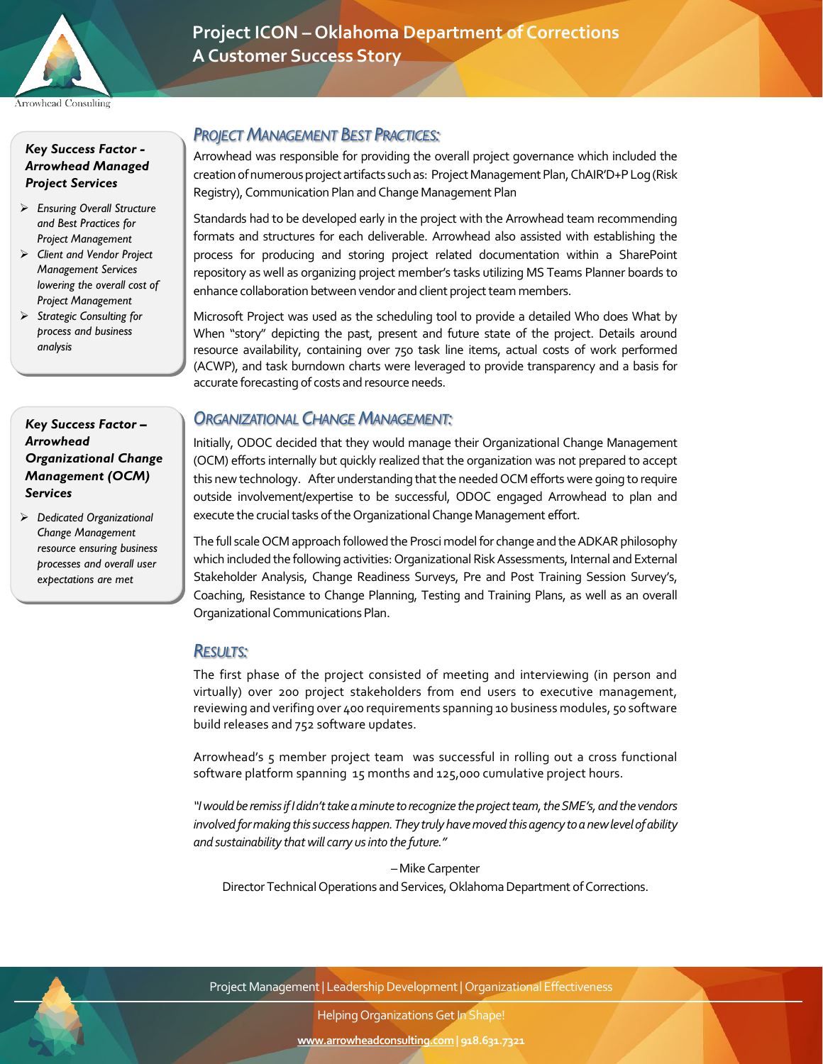# Project ICON – Oklahoma Department of Corrections
## A Customer Success Story

Arrowhead Consulting

***Key Success Factor - Arrowhead Managed Project Services***

- *Ensuring Overall Structure and Best Practices for Project Management*
- *Client and Vendor Project Management Services lowering the overall cost of Project Management*
- *Strategic Consulting for process and business analysis*

***Key Success Factor – Arrowhead Organizational Change Management (OCM) Services***

- *Dedicated Organizational Change Management resource ensuring business processes and overall user expectations are met*

## *PROJECT MANAGEMENT BEST PRACTICES:*

Arrowhead was responsible for providing the overall project governance which included the creation of numerous project artifacts such as: Project Management Plan, ChAIR'D+P Log (Risk Registry), Communication Plan and Change Management Plan

Standards had to be developed early in the project with the Arrowhead team recommending formats and structures for each deliverable. Arrowhead also assisted with establishing the process for producing and storing project related documentation within a SharePoint repository as well as organizing project member's tasks utilizing MS Teams Planner boards to enhance collaboration between vendor and client project team members.

Microsoft Project was used as the scheduling tool to provide a detailed Who does What by When "story" depicting the past, present and future state of the project. Details around resource availability, containing over 750 task line items, actual costs of work performed (ACWP), and task burndown charts were leveraged to provide transparency and a basis for accurate forecasting of costs and resource needs.

## *ORGANIZATIONAL CHANGE MANAGEMENT:*

Initially, ODOC decided that they would manage their Organizational Change Management (OCM) efforts internally but quickly realized that the organization was not prepared to accept this new technology. After understanding that the needed OCM efforts were going to require outside involvement/expertise to be successful, ODOC engaged Arrowhead to plan and execute the crucial tasks of the Organizational Change Management effort.

The full scale OCM approach followed the Prosci model for change and the ADKAR philosophy which included the following activities: Organizational Risk Assessments, Internal and External Stakeholder Analysis, Change Readiness Surveys, Pre and Post Training Session Survey's, Coaching, Resistance to Change Planning, Testing and Training Plans, as well as an overall Organizational Communications Plan.

## *RESULTS:*

The first phase of the project consisted of meeting and interviewing (in person and virtually) over 200 project stakeholders from end users to executive management, reviewing and verifing over 400 requirements spanning 10 business modules, 50 software build releases and 752 software updates.

Arrowhead's 5 member project team was successful in rolling out a cross functional software platform spanning 15 months and 125,000 cumulative project hours.

*"I would be remiss if I didn't take a minute to recognize the project team, the SME's, and the vendors involved for making this success happen. They truly have moved this agency to a new level of ability and sustainability that will carry us into the future."*

– Mike Carpenter
Director Technical Operations and Services, Oklahoma Department of Corrections.

Project Management | Leadership Development | Organizational Effectiveness

Helping Organizations Get In Shape!

www.arrowheadconsulting.com | 918.631.7321